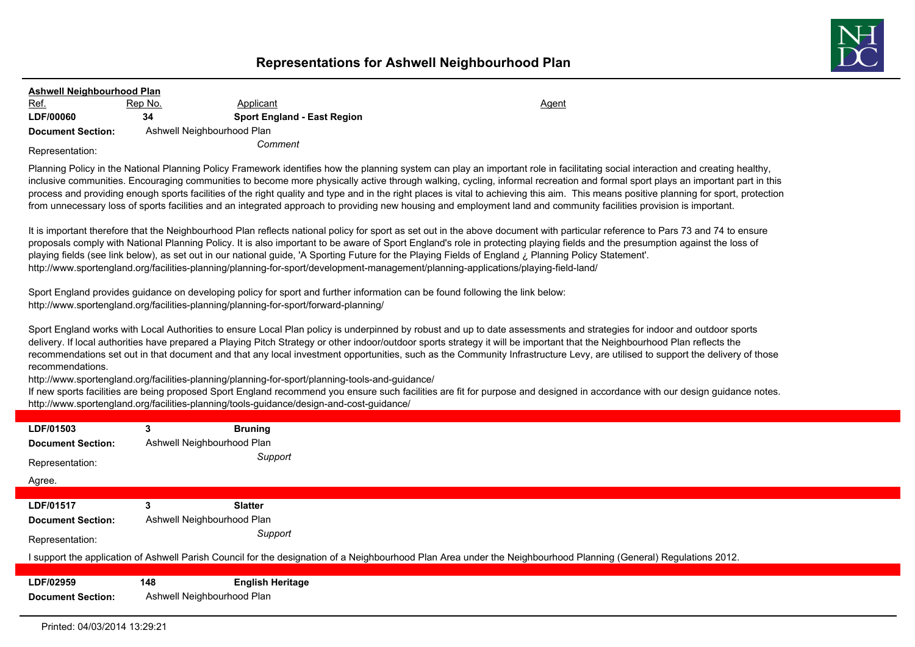# Representations for Ashwell Neighbourhood Plan

**Ashwell Neighbourhood Plan**

| Ref. | Rep No. | Applicant | Agent |
|---|---|---|---|
| **LDF/00060** | **34** | **Sport England - East Region** | |

**Document Section:** Ashwell Neighbourhood Plan

Representation: *Comment*

Planning Policy in the National Planning Policy Framework identifies how the planning system can play an important role in facilitating social interaction and creating healthy, inclusive communities. Encouraging communities to become more physically active through walking, cycling, informal recreation and formal sport plays an important part in this process and providing enough sports facilities of the right quality and type and in the right places is vital to achieving this aim. This means positive planning for sport, protection from unnecessary loss of sports facilities and an integrated approach to providing new housing and employment land and community facilities provision is important.

It is important therefore that the Neighbourhood Plan reflects national policy for sport as set out in the above document with particular reference to Pars 73 and 74 to ensure proposals comply with National Planning Policy. It is also important to be aware of Sport England's role in protecting playing fields and the presumption against the loss of playing fields (see link below), as set out in our national guide, 'A Sporting Future for the Playing Fields of England ¿ Planning Policy Statement'.
http://www.sportengland.org/facilities-planning/planning-for-sport/development-management/planning-applications/playing-field-land/

Sport England provides guidance on developing policy for sport and further information can be found following the link below:
http://www.sportengland.org/facilities-planning/planning-for-sport/forward-planning/

Sport England works with Local Authorities to ensure Local Plan policy is underpinned by robust and up to date assessments and strategies for indoor and outdoor sports delivery. If local authorities have prepared a Playing Pitch Strategy or other indoor/outdoor sports strategy it will be important that the Neighbourhood Plan reflects the recommendations set out in that document and that any local investment opportunities, such as the Community Infrastructure Levy, are utilised to support the delivery of those recommendations.
http://www.sportengland.org/facilities-planning/planning-for-sport/planning-tools-and-guidance/
If new sports facilities are being proposed Sport England recommend you ensure such facilities are fit for purpose and designed in accordance with our design guidance notes.
http://www.sportengland.org/facilities-planning/tools-guidance/design-and-cost-guidance/

---

| | | |
|---|---|---|
| **LDF/01503** | **3** | **Bruning** |

**Document Section:** Ashwell Neighbourhood Plan

Representation: *Support*

Agree.

---

| | | |
|---|---|---|
| **LDF/01517** | **3** | **Slatter** |

**Document Section:** Ashwell Neighbourhood Plan

Representation: *Support*

I support the application of Ashwell Parish Council for the designation of a Neighbourhood Plan Area under the Neighbourhood Planning (General) Regulations 2012.

---

| | | |
|---|---|---|
| **LDF/02959** | **148** | **English Heritage** |

**Document Section:** Ashwell Neighbourhood Plan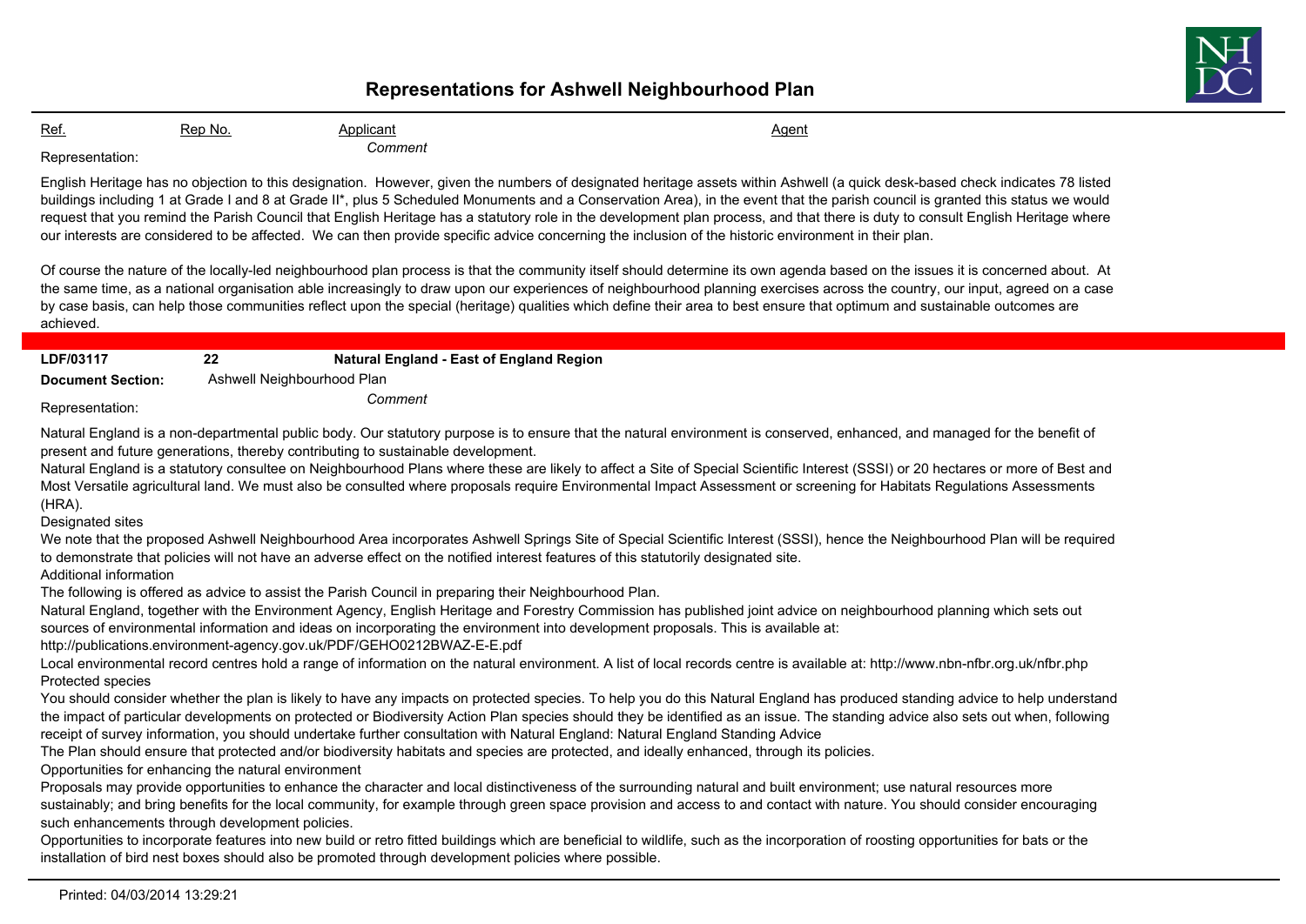# Representations for Ashwell Neighbourhood Plan

| Ref. | Rep No. | Applicant | Agent |
|---|---|---|---|

Representation: *Comment*

English Heritage has no objection to this designation. However, given the numbers of designated heritage assets within Ashwell (a quick desk-based check indicates 78 listed buildings including 1 at Grade I and 8 at Grade II*, plus 5 Scheduled Monuments and a Conservation Area), in the event that the parish council is granted this status we would request that you remind the Parish Council that English Heritage has a statutory role in the development plan process, and that there is duty to consult English Heritage where our interests are considered to be affected. We can then provide specific advice concerning the inclusion of the historic environment in their plan.

Of course the nature of the locally-led neighbourhood plan process is that the community itself should determine its own agenda based on the issues it is concerned about. At the same time, as a national organisation able increasingly to draw upon our experiences of neighbourhood planning exercises across the country, our input, agreed on a case by case basis, can help those communities reflect upon the special (heritage) qualities which define their area to best ensure that optimum and sustainable outcomes are achieved.

---

**LDF/03117** | **22** | **Natural England - East of England Region**

**Document Section:** Ashwell Neighbourhood Plan

Representation: *Comment*

Natural England is a non-departmental public body. Our statutory purpose is to ensure that the natural environment is conserved, enhanced, and managed for the benefit of present and future generations, thereby contributing to sustainable development.

Natural England is a statutory consultee on Neighbourhood Plans where these are likely to affect a Site of Special Scientific Interest (SSSI) or 20 hectares or more of Best and Most Versatile agricultural land. We must also be consulted where proposals require Environmental Impact Assessment or screening for Habitats Regulations Assessments (HRA).

Designated sites

We note that the proposed Ashwell Neighbourhood Area incorporates Ashwell Springs Site of Special Scientific Interest (SSSI), hence the Neighbourhood Plan will be required to demonstrate that policies will not have an adverse effect on the notified interest features of this statutorily designated site.

Additional information

The following is offered as advice to assist the Parish Council in preparing their Neighbourhood Plan.

Natural England, together with the Environment Agency, English Heritage and Forestry Commission has published joint advice on neighbourhood planning which sets out sources of environmental information and ideas on incorporating the environment into development proposals. This is available at:

http://publications.environment-agency.gov.uk/PDF/GEHO0212BWAZ-E-E.pdf

Local environmental record centres hold a range of information on the natural environment. A list of local records centre is available at: http://www.nbn-nfbr.org.uk/nfbr.php

Protected species

You should consider whether the plan is likely to have any impacts on protected species. To help you do this Natural England has produced standing advice to help understand the impact of particular developments on protected or Biodiversity Action Plan species should they be identified as an issue. The standing advice also sets out when, following receipt of survey information, you should undertake further consultation with Natural England: Natural England Standing Advice

The Plan should ensure that protected and/or biodiversity habitats and species are protected, and ideally enhanced, through its policies.

Opportunities for enhancing the natural environment

Proposals may provide opportunities to enhance the character and local distinctiveness of the surrounding natural and built environment; use natural resources more sustainably; and bring benefits for the local community, for example through green space provision and access to and contact with nature. You should consider encouraging such enhancements through development policies.

Opportunities to incorporate features into new build or retro fitted buildings which are beneficial to wildlife, such as the incorporation of roosting opportunities for bats or the installation of bird nest boxes should also be promoted through development policies where possible.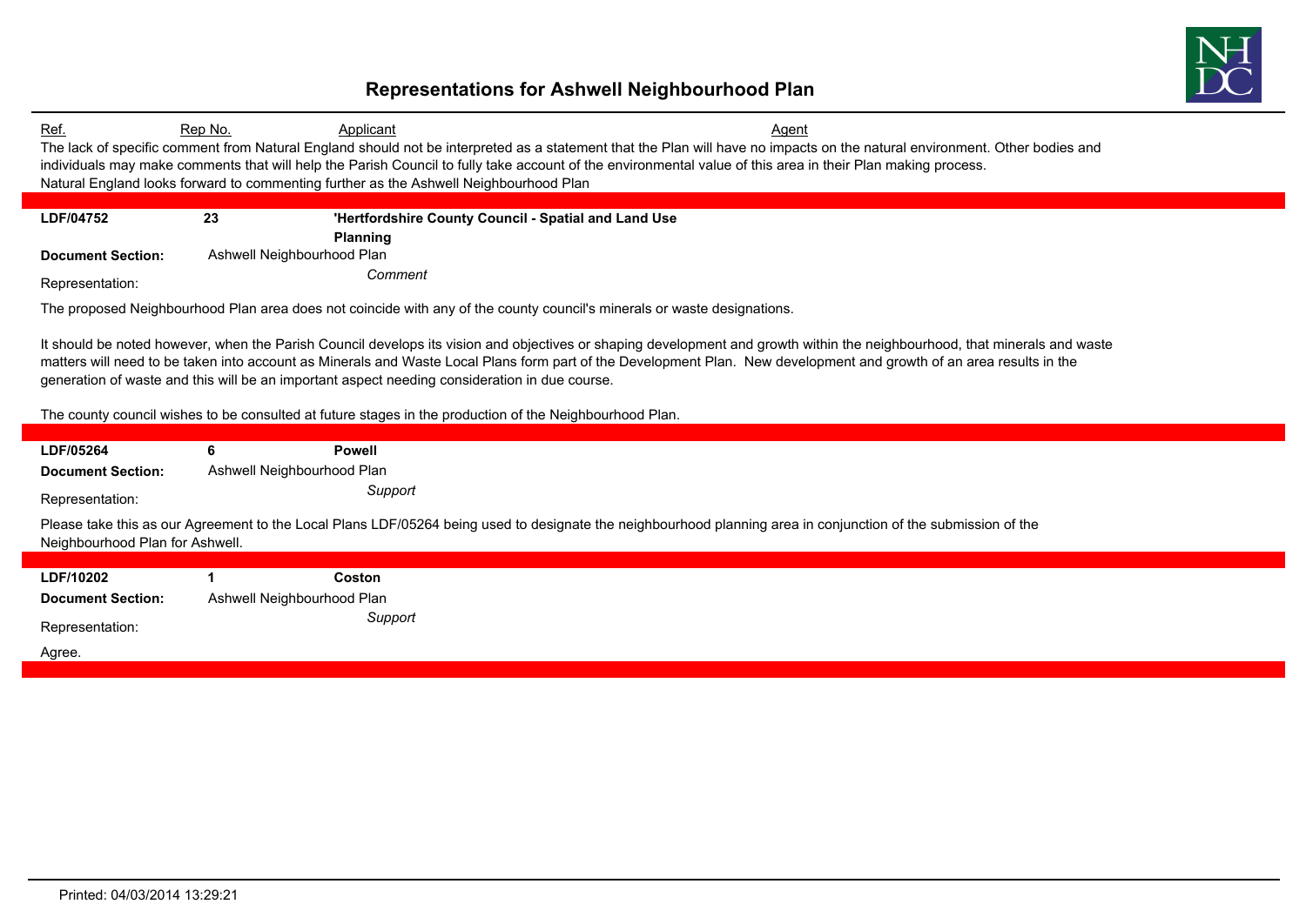## Representations for Ashwell Neighbourhood Plan

Ref. | Rep No. | Applicant | Agent

The lack of specific comment from Natural England should not be interpreted as a statement that the Plan will have no impacts on the natural environment. Other bodies and individuals may make comments that will help the Parish Council to fully take account of the environmental value of this area in their Plan making process.
Natural England looks forward to commenting further as the Ashwell Neighbourhood Plan

---

**LDF/04752** | **23** | **'Hertfordshire County Council - Spatial and Land Use Planning**

**Document Section:** Ashwell Neighbourhood Plan

Representation: *Comment*

The proposed Neighbourhood Plan area does not coincide with any of the county council's minerals or waste designations.

It should be noted however, when the Parish Council develops its vision and objectives or shaping development and growth within the neighbourhood, that minerals and waste matters will need to be taken into account as Minerals and Waste Local Plans form part of the Development Plan. New development and growth of an area results in the generation of waste and this will be an important aspect needing consideration in due course.

The county council wishes to be consulted at future stages in the production of the Neighbourhood Plan.

---

**LDF/05264** | **6** | **Powell**

**Document Section:** Ashwell Neighbourhood Plan

Representation: *Support*

Please take this as our Agreement to the Local Plans LDF/05264 being used to designate the neighbourhood planning area in conjunction of the submission of the Neighbourhood Plan for Ashwell.

---

**LDF/10202** | **1** | **Coston**

**Document Section:** Ashwell Neighbourhood Plan

Representation: *Support*

Agree.

---

Printed: 04/03/2014 13:29:21